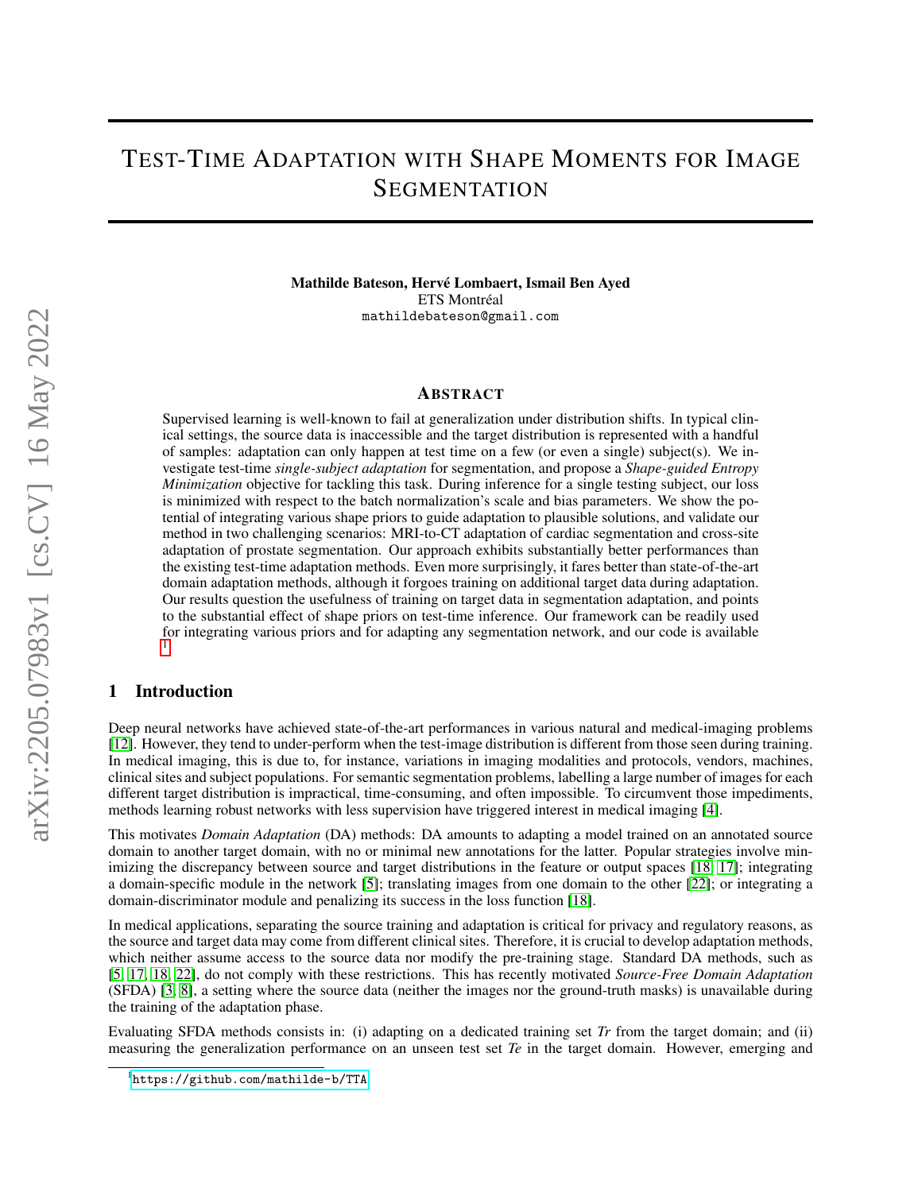# Test-Time Adaptation with Shape Moments for Image Segmentation

**Mathilde Bateson, Hervé Lombaert, Ismail Ben Ayed**
ETS Montréal
mathildebateson@gmail.com

## Abstract

Supervised learning is well-known to fail at generalization under distribution shifts. In typical clinical settings, the source data is inaccessible and the target distribution is represented with a handful of samples: adaptation can only happen at test time on a few (or even a single) subject(s). We investigate test-time *single-subject adaptation* for segmentation, and propose a *Shape-guided Entropy Minimization* objective for tackling this task. During inference for a single testing subject, our loss is minimized with respect to the batch normalization's scale and bias parameters. We show the potential of integrating various shape priors to guide adaptation to plausible solutions, and validate our method in two challenging scenarios: MRI-to-CT adaptation of cardiac segmentation and cross-site adaptation of prostate segmentation. Our approach exhibits substantially better performances than the existing test-time adaptation methods. Even more surprisingly, it fares better than state-of-the-art domain adaptation methods, although it forgoes training on additional target data during adaptation. Our results question the usefulness of training on target data in segmentation adaptation, and points to the substantial effect of shape priors on test-time inference. Our framework can be readily used for integrating various priors and for adapting any segmentation network, and our code is available [1]

## 1 Introduction

Deep neural networks have achieved state-of-the-art performances in various natural and medical-imaging problems [12]. However, they tend to under-perform when the test-image distribution is different from those seen during training. In medical imaging, this is due to, for instance, variations in imaging modalities and protocols, vendors, machines, clinical sites and subject populations. For semantic segmentation problems, labelling a large number of images for each different target distribution is impractical, time-consuming, and often impossible. To circumvent those impediments, methods learning robust networks with less supervision have triggered interest in medical imaging [4].

This motivates *Domain Adaptation* (DA) methods: DA amounts to adapting a model trained on an annotated source domain to another target domain, with no or minimal new annotations for the latter. Popular strategies involve minimizing the discrepancy between source and target distributions in the feature or output spaces [18, 17]; integrating a domain-specific module in the network [5]; translating images from one domain to the other [22]; or integrating a domain-discriminator module and penalizing its success in the loss function [18].

In medical applications, separating the source training and adaptation is critical for privacy and regulatory reasons, as the source and target data may come from different clinical sites. Therefore, it is crucial to develop adaptation methods, which neither assume access to the source data nor modify the pre-training stage. Standard DA methods, such as [5, 17, 18, 22], do not comply with these restrictions. This has recently motivated *Source-Free Domain Adaptation* (SFDA) [3, 8], a setting where the source data (neither the images nor the ground-truth masks) is unavailable during the training of the adaptation phase.

Evaluating SFDA methods consists in: (i) adapting on a dedicated training set *Tr* from the target domain; and (ii) measuring the generalization performance on an unseen test set *Te* in the target domain. However, emerging and

[1] https://github.com/mathilde-b/TTA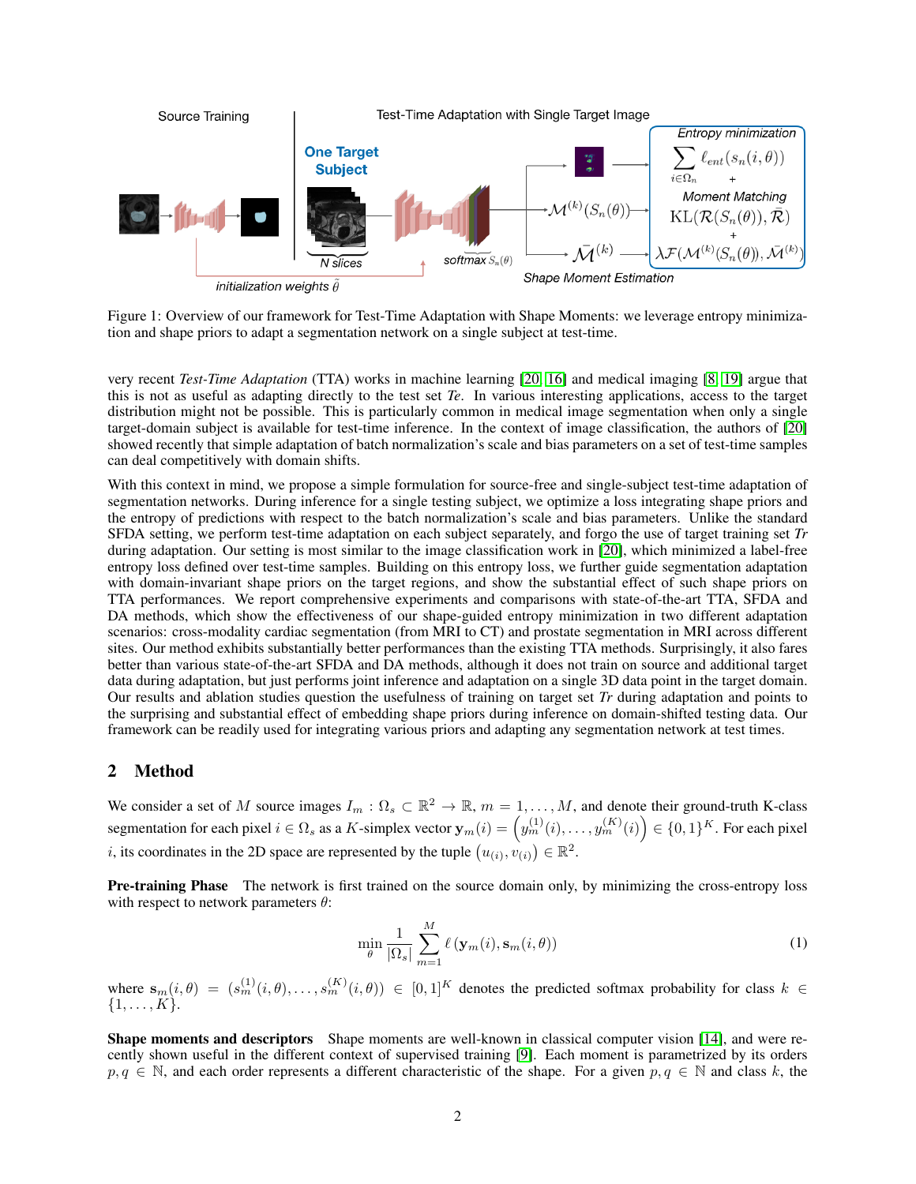Figure 1: Overview of our framework for Test-Time Adaptation with Shape Moments: we leverage entropy minimization and shape priors to adapt a segmentation network on a single subject at test-time.

very recent *Test-Time Adaptation* (TTA) works in machine learning [20, 16] and medical imaging [8, 19] argue that this is not as useful as adapting directly to the test set *Te*. In various interesting applications, access to the target distribution might not be possible. This is particularly common in medical image segmentation when only a single target-domain subject is available for test-time inference. In the context of image classification, the authors of [20] showed recently that simple adaptation of batch normalization's scale and bias parameters on a set of test-time samples can deal competitively with domain shifts.

With this context in mind, we propose a simple formulation for source-free and single-subject test-time adaptation of segmentation networks. During inference for a single testing subject, we optimize a loss integrating shape priors and the entropy of predictions with respect to the batch normalization's scale and bias parameters. Unlike the standard SFDA setting, we perform test-time adaptation on each subject separately, and forgo the use of target training set *Tr* during adaptation. Our setting is most similar to the image classification work in [20], which minimized a label-free entropy loss defined over test-time samples. Building on this entropy loss, we further guide segmentation adaptation with domain-invariant shape priors on the target regions, and show the substantial effect of such shape priors on TTA performances. We report comprehensive experiments and comparisons with state-of-the-art TTA, SFDA and DA methods, which show the effectiveness of our shape-guided entropy minimization in two different adaptation scenarios: cross-modality cardiac segmentation (from MRI to CT) and prostate segmentation in MRI across different sites. Our method exhibits substantially better performances than the existing TTA methods. Surprisingly, it also fares better than various state-of-the-art SFDA and DA methods, although it does not train on source and additional target data during adaptation, but just performs joint inference and adaptation on a single 3D data point in the target domain. Our results and ablation studies question the usefulness of training on target set *Tr* during adaptation and points to the surprising and substantial effect of embedding shape priors during inference on domain-shifted testing data. Our framework can be readily used for integrating various priors and adapting any segmentation network at test times.

## 2 Method

We consider a set of $M$ source images $I_m : \Omega_s \subset \mathbb{R}^2 \to \mathbb{R}$, $m = 1, \ldots, M$, and denote their ground-truth K-class segmentation for each pixel $i \in \Omega_s$ as a $K$-simplex vector $\mathbf{y}_m(i) = \left(y_m^{(1)}(i), \ldots, y_m^{(K)}(i)\right) \in \{0, 1\}^K$. For each pixel $i$, its coordinates in the 2D space are represented by the tuple $\left(u_{(i)}, v_{(i)}\right) \in \mathbb{R}^2$.

**Pre-training Phase** The network is first trained on the source domain only, by minimizing the cross-entropy loss with respect to network parameters $\theta$:

$$\min_{\theta} \frac{1}{|\Omega_s|} \sum_{m=1}^{M} \ell\left(\mathbf{y}_m(i), \mathbf{s}_m(i, \theta)\right) \tag{1}$$

where $\mathbf{s}_m(i, \theta) = (s_m^{(1)}(i, \theta), \ldots, s_m^{(K)}(i, \theta)) \in [0, 1]^K$ denotes the predicted softmax probability for class $k \in \{1, \ldots, K\}$.

**Shape moments and descriptors** Shape moments are well-known in classical computer vision [14], and were recently shown useful in the different context of supervised training [9]. Each moment is parametrized by its orders $p, q \in \mathbb{N}$, and each order represents a different characteristic of the shape. For a given $p, q \in \mathbb{N}$ and class $k$, the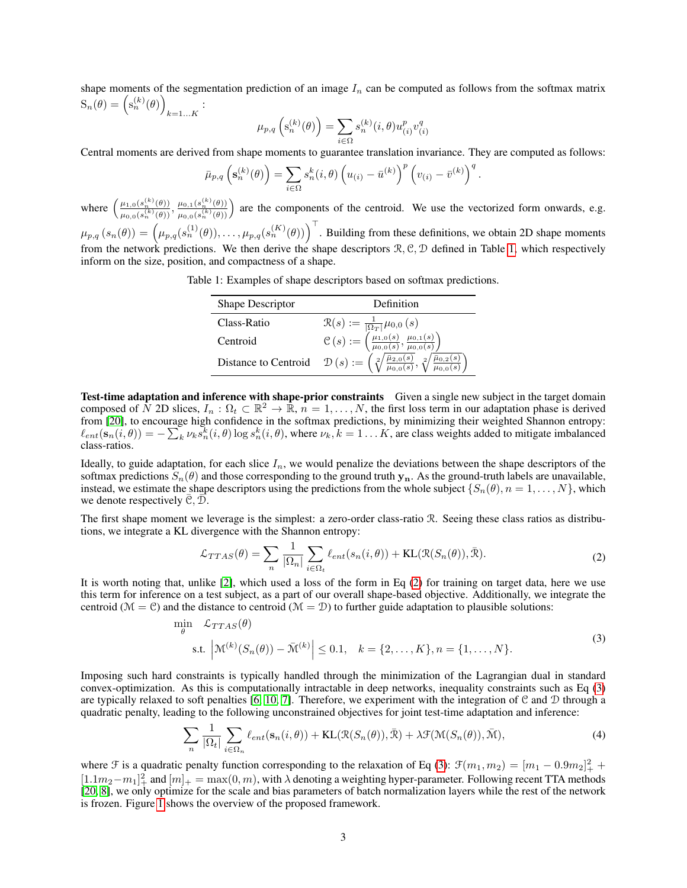shape moments of the segmentation prediction of an image $I_n$ can be computed as follows from the softmax matrix $\mathrm{S}_n(\theta) = \left(\mathrm{s}_n^{(k)}(\theta)\right)_{k=1\ldots K}$:

$$\mu_{p,q}\left(\mathrm{s}_n^{(k)}(\theta)\right) = \sum_{i\in\Omega} s_n^{(k)}(i,\theta) u_{(i)}^p v_{(i)}^q$$

Central moments are derived from shape moments to guarantee translation invariance. They are computed as follows:

$$\bar{\mu}_{p,q}\left(\mathbf{s}_n^{(k)}(\theta)\right) = \sum_{i\in\Omega} s_n^k(i,\theta)\left(u_{(i)} - \bar{u}^{(k)}\right)^p \left(v_{(i)} - \bar{v}^{(k)}\right)^q.$$

where $\left(\frac{\mu_{1,0}(s_n^{(k)}(\theta))}{\mu_{0,0}(s_n^{(k)}(\theta))}, \frac{\mu_{0,1}(s_n^{(k)}(\theta))}{\mu_{0,0}(s_n^{(k)}(\theta))}\right)$ are the components of the centroid. We use the vectorized form onwards, e.g. $\mu_{p,q}\left(s_n(\theta)\right) = \left(\mu_{p,q}(s_n^{(1)}(\theta)), \ldots, \mu_{p,q}(s_n^{(K)}(\theta))\right)^\top$. Building from these definitions, we obtain 2D shape moments from the network predictions. We then derive the shape descriptors $\mathcal{R}, \mathcal{C}, \mathcal{D}$ defined in Table 1, which respectively inform on the size, position, and compactness of a shape.

Table 1: Examples of shape descriptors based on softmax predictions.

| Shape Descriptor | Definition |
|---|---|
| Class-Ratio | $\mathcal{R}(s) := \frac{1}{\lvert\Omega_T\rvert}\mu_{0,0}\left(s\right)$ |
| Centroid | $\mathcal{C}\left(s\right) := \left(\frac{\mu_{1,0}(s)}{\mu_{0,0}(s)}, \frac{\mu_{0,1}(s)}{\mu_{0,0}(s)}\right)$ |
| Distance to Centroid | $\mathcal{D}\left(s\right) := \left(\sqrt[2]{\frac{\bar{\mu}_{2,0}(s)}{\mu_{0,0}(s)}}, \sqrt[2]{\frac{\bar{\mu}_{0,2}(s)}{\mu_{0,0}(s)}}\right)$ |

**Test-time adaptation and inference with shape-prior constraints** Given a single new subject in the target domain composed of $N$ 2D slices, $I_n : \Omega_t \subset \mathbb{R}^2 \rightarrow \mathbb{R}$, $n = 1, \ldots, N$, the first loss term in our adaptation phase is derived from [20], to encourage high confidence in the softmax predictions, by minimizing their weighted Shannon entropy: $\ell_{ent}(\mathbf{s}_n(i,\theta)) = -\sum_k \nu_k s_n^k(i,\theta)\log s_n^k(i,\theta)$, where $\nu_k, k = 1\ldots K$, are class weights added to mitigate imbalanced class-ratios.

Ideally, to guide adaptation, for each slice $I_n$, we would penalize the deviations between the shape descriptors of the softmax predictions $S_n(\theta)$ and those corresponding to the ground truth $\mathbf{y_n}$. As the ground-truth labels are unavailable, instead, we estimate the shape descriptors using the predictions from the whole subject $\{S_n(\theta), n = 1, \ldots, N\}$, which we denote respectively $\bar{\mathcal{C}}, \bar{\mathcal{D}}$.

The first shape moment we leverage is the simplest: a zero-order class-ratio $\mathcal{R}$. Seeing these class ratios as distributions, we integrate a KL divergence with the Shannon entropy:

$$\mathcal{L}_{TTAS}(\theta) = \sum_n \frac{1}{\lvert\Omega_n\rvert}\sum_{i\in\Omega_t} \ell_{ent}(s_n(i,\theta)) + \mathrm{KL}(\mathcal{R}(S_n(\theta)), \bar{\mathcal{R}}). \tag{2}$$

It is worth noting that, unlike [2], which used a loss of the form in Eq (2) for training on target data, here we use this term for inference on a test subject, as a part of our overall shape-based objective. Additionally, we integrate the centroid ($\mathcal{M} = \mathcal{C}$) and the distance to centroid ($\mathcal{M} = \mathcal{D}$) to further guide adaptation to plausible solutions:

$$\begin{aligned} \min_\theta \quad & \mathcal{L}_{TTAS}(\theta) \\ \text{s.t.} \quad & \left\lvert \mathcal{M}^{(k)}(S_n(\theta)) - \bar{\mathcal{M}}^{(k)} \right\rvert \leq 0.1, \quad k = \{2, \ldots, K\}, n = \{1, \ldots, N\}. \end{aligned} \tag{3}$$

Imposing such hard constraints is typically handled through the minimization of the Lagrangian dual in standard convex-optimization. As this is computationally intractable in deep networks, inequality constraints such as Eq (3) are typically relaxed to soft penalties [6, 10, 7]. Therefore, we experiment with the integration of $\mathcal{C}$ and $\mathcal{D}$ through a quadratic penalty, leading to the following unconstrained objectives for joint test-time adaptation and inference:

$$\sum_n \frac{1}{\lvert\Omega_t\rvert}\sum_{i\in\Omega_n} \ell_{ent}(\mathbf{s}_n(i,\theta)) + \mathrm{KL}(\mathcal{R}(S_n(\theta)), \bar{\mathcal{R}}) + \lambda\mathcal{F}(\mathcal{M}(S_n(\theta)), \bar{\mathcal{M}}), \tag{4}$$

where $\mathcal{F}$ is a quadratic penalty function corresponding to the relaxation of Eq (3): $\mathcal{F}(m_1, m_2) = [m_1 - 0.9m_2]_+^2 + [1.1m_2 - m_1]_+^2$ and $[m]_+ = \max(0, m)$, with $\lambda$ denoting a weighting hyper-parameter. Following recent TTA methods [20, 8], we only optimize for the scale and bias parameters of batch normalization layers while the rest of the network is frozen. Figure 1 shows the overview of the proposed framework.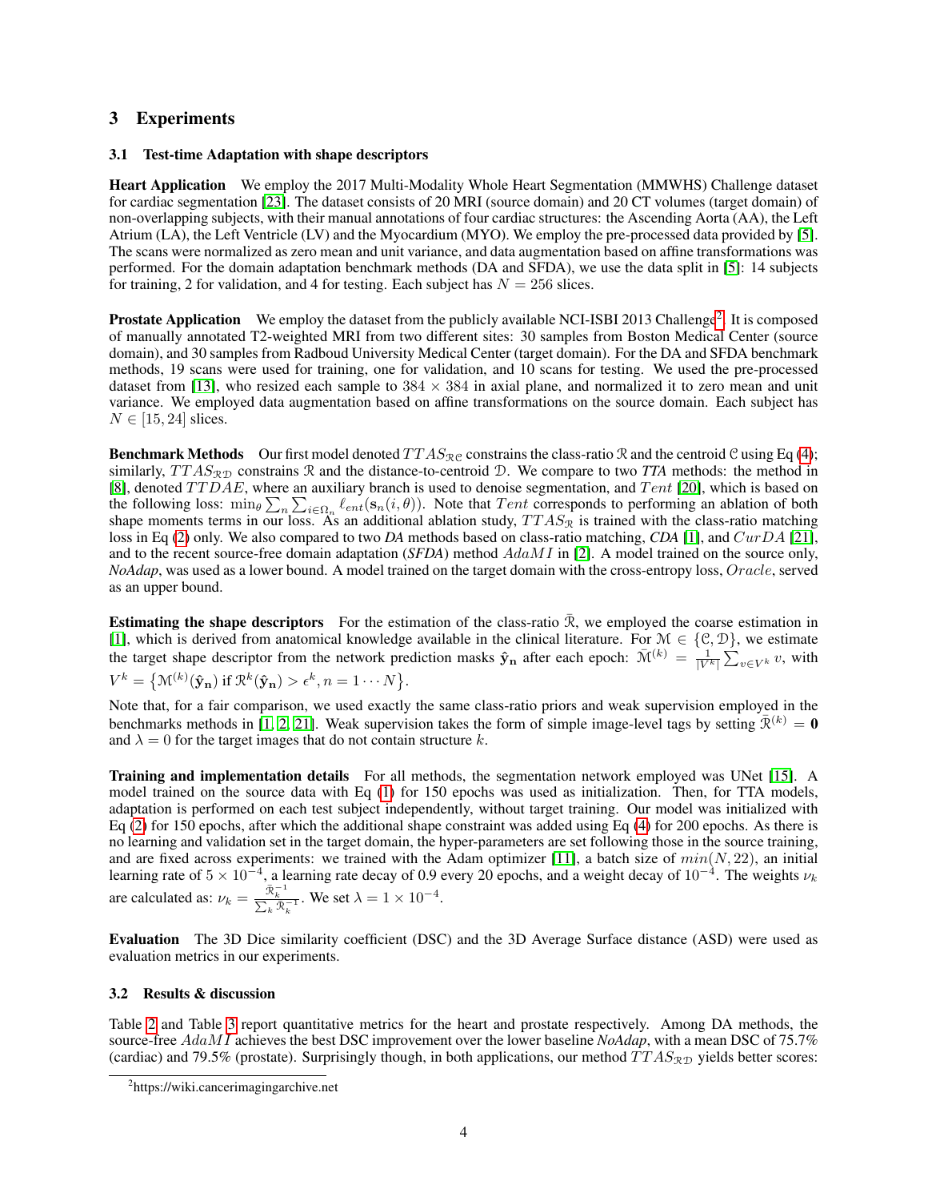## 3 Experiments

### 3.1 Test-time Adaptation with shape descriptors

**Heart Application** We employ the 2017 Multi-Modality Whole Heart Segmentation (MMWHS) Challenge dataset for cardiac segmentation [23]. The dataset consists of 20 MRI (source domain) and 20 CT volumes (target domain) of non-overlapping subjects, with their manual annotations of four cardiac structures: the Ascending Aorta (AA), the Left Atrium (LA), the Left Ventricle (LV) and the Myocardium (MYO). We employ the pre-processed data provided by [5]. The scans were normalized as zero mean and unit variance, and data augmentation based on affine transformations was performed. For the domain adaptation benchmark methods (DA and SFDA), we use the data split in [5]: 14 subjects for training, 2 for validation, and 4 for testing. Each subject has $N = 256$ slices.

**Prostate Application** We employ the dataset from the publicly available NCI-ISBI 2013 Challenge[2]. It is composed of manually annotated T2-weighted MRI from two different sites: 30 samples from Boston Medical Center (source domain), and 30 samples from Radboud University Medical Center (target domain). For the DA and SFDA benchmark methods, 19 scans were used for training, one for validation, and 10 scans for testing. We used the pre-processed dataset from [13], who resized each sample to $384 \times 384$ in axial plane, and normalized it to zero mean and unit variance. We employed data augmentation based on affine transformations on the source domain. Each subject has $N \in [15, 24]$ slices.

**Benchmark Methods** Our first model denoted $TTAS_{\mathcal{RC}}$ constrains the class-ratio $\mathcal{R}$ and the centroid $\mathcal{C}$ using Eq (4); similarly, $TTAS_{\mathcal{RD}}$ constrains $\mathcal{R}$ and the distance-to-centroid $\mathcal{D}$. We compare to two *TTA* methods: the method in [8], denoted $TTDAE$, where an auxiliary branch is used to denoise segmentation, and $Tent$ [20], which is based on the following loss: $\min_\theta \sum_n \sum_{i \in \Omega_n} \ell_{ent}(\mathbf{s}_n(i, \theta))$. Note that $Tent$ corresponds to performing an ablation of both shape moments terms in our loss. As an additional ablation study, $TTAS_{\mathcal{R}}$ is trained with the class-ratio matching loss in Eq (2) only. We also compared to two *DA* methods based on class-ratio matching, *CDA* [1], and $CurDA$ [21], and to the recent source-free domain adaptation (*SFDA*) method $AdaMI$ in [2]. A model trained on the source only, *NoAdap*, was used as a lower bound. A model trained on the target domain with the cross-entropy loss, $Oracle$, served as an upper bound.

**Estimating the shape descriptors** For the estimation of the class-ratio $\bar{\mathcal{R}}$, we employed the coarse estimation in [1], which is derived from anatomical knowledge available in the clinical literature. For $\mathcal{M} \in \{\mathcal{C}, \mathcal{D}\}$, we estimate the target shape descriptor from the network prediction masks $\hat{\mathbf{y}}_\mathbf{n}$ after each epoch: $\bar{\mathcal{M}}^{(k)} = \frac{1}{|V^k|} \sum_{v \in V^k} v$, with $V^k = \left\{ \mathcal{M}^{(k)}(\hat{\mathbf{y}}_\mathbf{n}) \text{ if } \mathcal{R}^k(\hat{\mathbf{y}}_\mathbf{n}) > \epsilon^k, n = 1 \cdots N \right\}$.

Note that, for a fair comparison, we used exactly the same class-ratio priors and weak supervision employed in the benchmarks methods in [1, 2, 21]. Weak supervision takes the form of simple image-level tags by setting $\bar{\mathcal{R}}^{(k)} = \mathbf{0}$ and $\lambda = 0$ for the target images that do not contain structure $k$.

**Training and implementation details** For all methods, the segmentation network employed was UNet [15]. A model trained on the source data with Eq (1) for 150 epochs was used as initialization. Then, for TTA models, adaptation is performed on each test subject independently, without target training. Our model was initialized with Eq (2) for 150 epochs, after which the additional shape constraint was added using Eq (4) for 200 epochs. As there is no learning and validation set in the target domain, the hyper-parameters are set following those in the source training, and are fixed across experiments: we trained with the Adam optimizer [11], a batch size of $min(N, 22)$, an initial learning rate of $5 \times 10^{-4}$, a learning rate decay of 0.9 every 20 epochs, and a weight decay of $10^{-4}$. The weights $\nu_k$ are calculated as: $\nu_k = \frac{\bar{\mathcal{R}}_k^{-1}}{\sum_k \bar{\mathcal{R}}_k^{-1}}$. We set $\lambda = 1 \times 10^{-4}$.

**Evaluation** The 3D Dice similarity coefficient (DSC) and the 3D Average Surface distance (ASD) were used as evaluation metrics in our experiments.

### 3.2 Results & discussion

Table 2 and Table 3 report quantitative metrics for the heart and prostate respectively. Among DA methods, the source-free $AdaMI$ achieves the best DSC improvement over the lower baseline *NoAdap*, with a mean DSC of 75.7% (cardiac) and 79.5% (prostate). Surprisingly though, in both applications, our method $TTAS_{\mathcal{RD}}$ yields better scores:

[2] https://wiki.cancerimagingarchive.net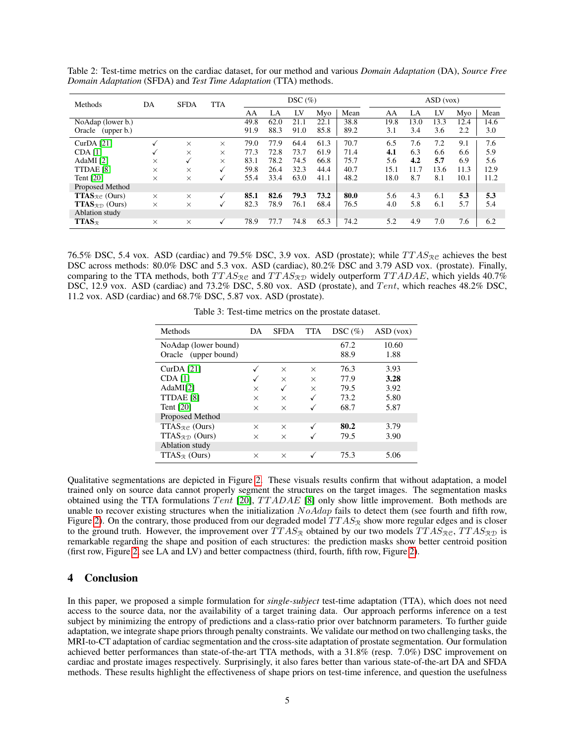Table 2: Test-time metrics on the cardiac dataset, for our method and various *Domain Adaptation* (DA), *Source Free Domain Adaptation* (SFDA) and *Test Time Adaptation* (TTA) methods.

| Methods | DA | SFDA | TTA | DSC (%) | | | | | ASD (vox) | | | | |
|---|---|---|---|---|---|---|---|---|---|---|---|---|---|
| | | | | AA | LA | LV | Myo | Mean | AA | LA | LV | Myo | Mean |
| NoAdap (lower b.) | | | | 49.8 | 62.0 | 21.1 | 22.1 | 38.8 | 19.8 | 13.0 | 13.3 | 12.4 | 14.6 |
| Oracle (upper b.) | | | | 91.9 | 88.3 | 91.0 | 85.8 | 89.2 | 3.1 | 3.4 | 3.6 | 2.2 | 3.0 |
| CurDA [21] | ✓ | × | × | 79.0 | 77.9 | 64.4 | 61.3 | 70.7 | 6.5 | 7.6 | 7.2 | 9.1 | 7.6 |
| CDA [1] | ✓ | × | × | 77.3 | 72.8 | 73.7 | 61.9 | 71.4 | **4.1** | 6.3 | 6.6 | 6.6 | 5.9 |
| AdaMI [2] | × | ✓ | × | 83.1 | 78.2 | 74.5 | 66.8 | 75.7 | 5.6 | **4.2** | **5.7** | 6.9 | 5.6 |
| TTDAE [8] | × | × | ✓ | 59.8 | 26.4 | 32.3 | 44.4 | 40.7 | 15.1 | 11.7 | 13.6 | 11.3 | 12.9 |
| Tent [20] | × | × | ✓ | 55.4 | 33.4 | 63.0 | 41.1 | 48.2 | 18.0 | 8.7 | 8.1 | 10.1 | 11.2 |
| Proposed Method | | | | | | | | | | | | | |
| **TTAS$_{\mathcal{RC}}$** (Ours) | × | × | ✓ | **85.1** | **82.6** | **79.3** | **73.2** | **80.0** | 5.6 | 4.3 | 6.1 | **5.3** | **5.3** |
| **TTAS$_{\mathcal{RD}}$** (Ours) | × | × | ✓ | 82.3 | 78.9 | 76.1 | 68.4 | 76.5 | 4.0 | 5.8 | 6.1 | 5.7 | 5.4 |
| Ablation study | | | | | | | | | | | | | |
| **TTAS$_{\mathcal{R}}$** | × | × | ✓ | 78.9 | 77.7 | 74.8 | 65.3 | 74.2 | 5.2 | 4.9 | 7.0 | 7.6 | 6.2 |

76.5% DSC, 5.4 vox. ASD (cardiac) and 79.5% DSC, 3.9 vox. ASD (prostate); while $TTAS_{\mathcal{RC}}$ achieves the best DSC across methods: 80.0% DSC and 5.3 vox. ASD (cardiac), 80.2% DSC and 3.79 ASD vox. (prostate). Finally, comparing to the TTA methods, both $TTAS_{\mathcal{RC}}$ and $TTAS_{\mathcal{RD}}$ widely outperform $TTADAE$, which yields 40.7% DSC, 12.9 vox. ASD (cardiac) and 73.2% DSC, 5.80 vox. ASD (prostate), and $Tent$, which reaches 48.2% DSC, 11.2 vox. ASD (cardiac) and 68.7% DSC, 5.87 vox. ASD (prostate).

Table 3: Test-time metrics on the prostate dataset.

| Methods | DA | SFDA | TTA | DSC (%) | ASD (vox) |
|---|---|---|---|---|---|
| NoAdap (lower bound) | | | | 67.2 | 10.60 |
| Oracle (upper bound) | | | | 88.9 | 1.88 |
| CurDA [21] | ✓ | × | × | 76.3 | 3.93 |
| CDA [1] | ✓ | × | × | 77.9 | **3.28** |
| AdaMI[2] | × | ✓ | × | 79.5 | 3.92 |
| TTDAE [8] | × | × | ✓ | 73.2 | 5.80 |
| Tent [20] | × | × | ✓ | 68.7 | 5.87 |
| Proposed Method | | | | | |
| TTAS$_{\mathcal{RC}}$ (Ours) | × | × | ✓ | **80.2** | 3.79 |
| TTAS$_{\mathcal{RD}}$ (Ours) | × | × | ✓ | 79.5 | 3.90 |
| Ablation study | | | | | |
| TTAS$_{\mathcal{R}}$ (Ours) | × | × | ✓ | 75.3 | 5.06 |

Qualitative segmentations are depicted in Figure 2. These visuals results confirm that without adaptation, a model trained only on source data cannot properly segment the structures on the target images. The segmentation masks obtained using the TTA formulations $Tent$ [20], $TTADAE$ [8] only show little improvement. Both methods are unable to recover existing structures when the initialization $NoAdap$ fails to detect them (see fourth and fifth row, Figure 2). On the contrary, those produced from our degraded model $TTAS_{\mathcal{R}}$ show more regular edges and is closer to the ground truth. However, the improvement over $TTAS_{\mathcal{R}}$ obtained by our two models $TTAS_{\mathcal{RC}}$, $TTAS_{\mathcal{RD}}$ is remarkable regarding the shape and position of each structures: the prediction masks show better centroid position (first row, Figure 2, see LA and LV) and better compactness (third, fourth, fifth row, Figure 2).

## 4 Conclusion

In this paper, we proposed a simple formulation for *single-subject* test-time adaptation (TTA), which does not need access to the source data, nor the availability of a target training data. Our approach performs inference on a test subject by minimizing the entropy of predictions and a class-ratio prior over batchnorm parameters. To further guide adaptation, we integrate shape priors through penalty constraints. We validate our method on two challenging tasks, the MRI-to-CT adaptation of cardiac segmentation and the cross-site adaptation of prostate segmentation. Our formulation achieved better performances than state-of-the-art TTA methods, with a 31.8% (resp. 7.0%) DSC improvement on cardiac and prostate images respectively. Surprisingly, it also fares better than various state-of-the-art DA and SFDA methods. These results highlight the effectiveness of shape priors on test-time inference, and question the usefulness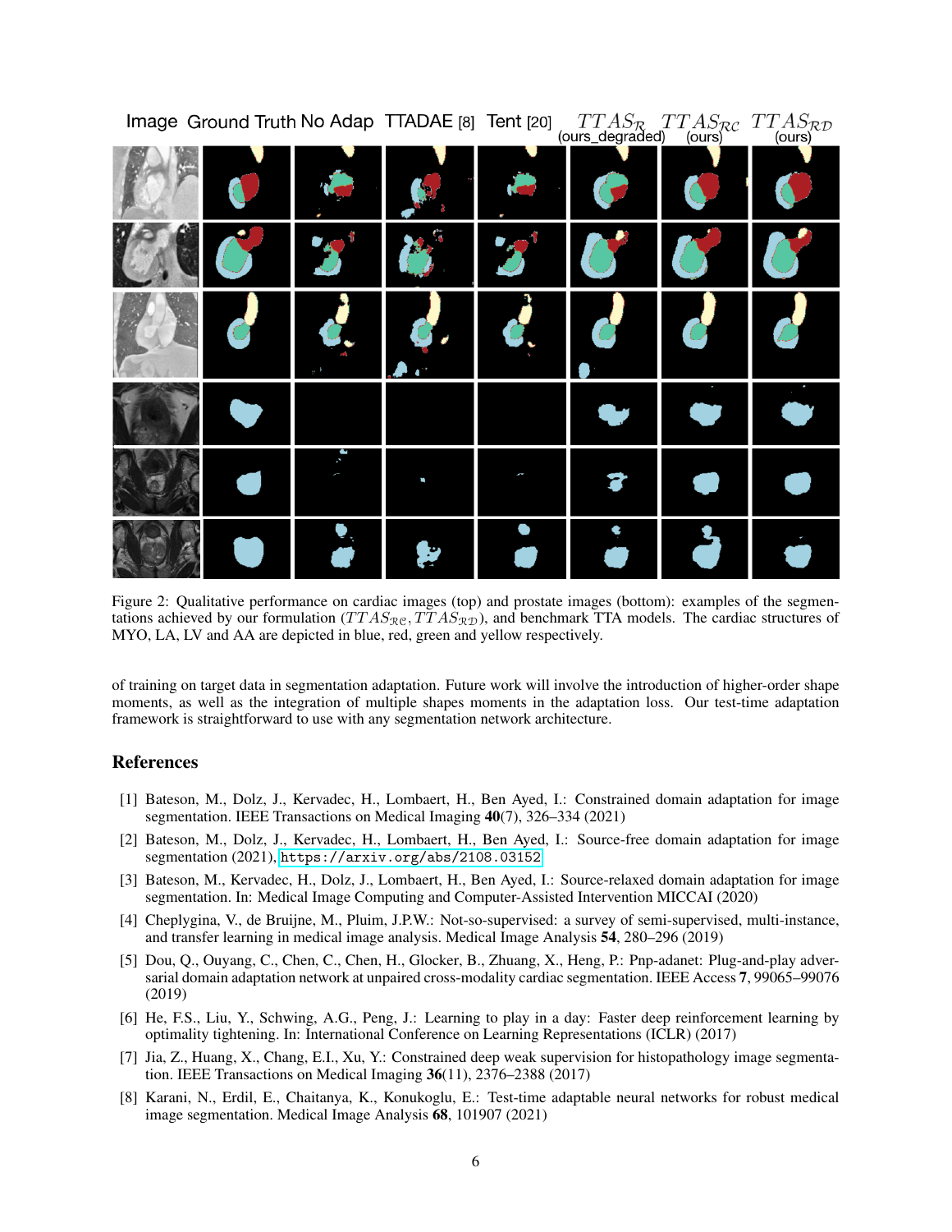Figure 2: Qualitative performance on cardiac images (top) and prostate images (bottom): examples of the segmentations achieved by our formulation ($TTAS_{\mathcal{RC}}, TTAS_{\mathcal{RD}}$), and benchmark TTA models. The cardiac structures of MYO, LA, LV and AA are depicted in blue, red, green and yellow respectively.

of training on target data in segmentation adaptation. Future work will involve the introduction of higher-order shape moments, as well as the integration of multiple shapes moments in the adaptation loss. Our test-time adaptation framework is straightforward to use with any segmentation network architecture.

## References

[1] Bateson, M., Dolz, J., Kervadec, H., Lombaert, H., Ben Ayed, I.: Constrained domain adaptation for image segmentation. IEEE Transactions on Medical Imaging **40**(7), 326–334 (2021)

[2] Bateson, M., Dolz, J., Kervadec, H., Lombaert, H., Ben Ayed, I.: Source-free domain adaptation for image segmentation (2021), https://arxiv.org/abs/2108.03152

[3] Bateson, M., Kervadec, H., Dolz, J., Lombaert, H., Ben Ayed, I.: Source-relaxed domain adaptation for image segmentation. In: Medical Image Computing and Computer-Assisted Intervention MICCAI (2020)

[4] Cheplygina, V., de Bruijne, M., Pluim, J.P.W.: Not-so-supervised: a survey of semi-supervised, multi-instance, and transfer learning in medical image analysis. Medical Image Analysis **54**, 280–296 (2019)

[5] Dou, Q., Ouyang, C., Chen, C., Chen, H., Glocker, B., Zhuang, X., Heng, P.: Pnp-adanet: Plug-and-play adversarial domain adaptation network at unpaired cross-modality cardiac segmentation. IEEE Access **7**, 99065–99076 (2019)

[6] He, F.S., Liu, Y., Schwing, A.G., Peng, J.: Learning to play in a day: Faster deep reinforcement learning by optimality tightening. In: International Conference on Learning Representations (ICLR) (2017)

[7] Jia, Z., Huang, X., Chang, E.I., Xu, Y.: Constrained deep weak supervision for histopathology image segmentation. IEEE Transactions on Medical Imaging **36**(11), 2376–2388 (2017)

[8] Karani, N., Erdil, E., Chaitanya, K., Konukoglu, E.: Test-time adaptable neural networks for robust medical image segmentation. Medical Image Analysis **68**, 101907 (2021)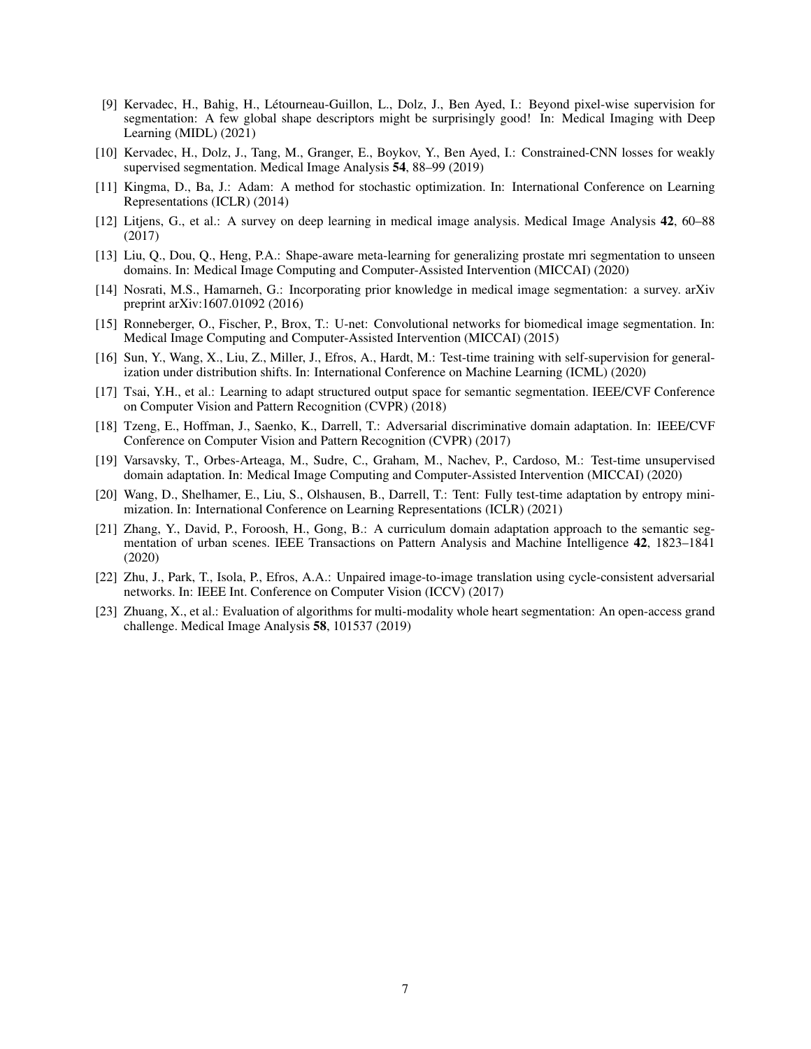[9] Kervadec, H., Bahig, H., Létourneau-Guillon, L., Dolz, J., Ben Ayed, I.: Beyond pixel-wise supervision for segmentation: A few global shape descriptors might be surprisingly good! In: Medical Imaging with Deep Learning (MIDL) (2021)

[10] Kervadec, H., Dolz, J., Tang, M., Granger, E., Boykov, Y., Ben Ayed, I.: Constrained-CNN losses for weakly supervised segmentation. Medical Image Analysis **54**, 88–99 (2019)

[11] Kingma, D., Ba, J.: Adam: A method for stochastic optimization. In: International Conference on Learning Representations (ICLR) (2014)

[12] Litjens, G., et al.: A survey on deep learning in medical image analysis. Medical Image Analysis **42**, 60–88 (2017)

[13] Liu, Q., Dou, Q., Heng, P.A.: Shape-aware meta-learning for generalizing prostate mri segmentation to unseen domains. In: Medical Image Computing and Computer-Assisted Intervention (MICCAI) (2020)

[14] Nosrati, M.S., Hamarneh, G.: Incorporating prior knowledge in medical image segmentation: a survey. arXiv preprint arXiv:1607.01092 (2016)

[15] Ronneberger, O., Fischer, P., Brox, T.: U-net: Convolutional networks for biomedical image segmentation. In: Medical Image Computing and Computer-Assisted Intervention (MICCAI) (2015)

[16] Sun, Y., Wang, X., Liu, Z., Miller, J., Efros, A., Hardt, M.: Test-time training with self-supervision for generalization under distribution shifts. In: International Conference on Machine Learning (ICML) (2020)

[17] Tsai, Y.H., et al.: Learning to adapt structured output space for semantic segmentation. IEEE/CVF Conference on Computer Vision and Pattern Recognition (CVPR) (2018)

[18] Tzeng, E., Hoffman, J., Saenko, K., Darrell, T.: Adversarial discriminative domain adaptation. In: IEEE/CVF Conference on Computer Vision and Pattern Recognition (CVPR) (2017)

[19] Varsavsky, T., Orbes-Arteaga, M., Sudre, C., Graham, M., Nachev, P., Cardoso, M.: Test-time unsupervised domain adaptation. In: Medical Image Computing and Computer-Assisted Intervention (MICCAI) (2020)

[20] Wang, D., Shelhamer, E., Liu, S., Olshausen, B., Darrell, T.: Tent: Fully test-time adaptation by entropy minimization. In: International Conference on Learning Representations (ICLR) (2021)

[21] Zhang, Y., David, P., Foroosh, H., Gong, B.: A curriculum domain adaptation approach to the semantic segmentation of urban scenes. IEEE Transactions on Pattern Analysis and Machine Intelligence **42**, 1823–1841 (2020)

[22] Zhu, J., Park, T., Isola, P., Efros, A.A.: Unpaired image-to-image translation using cycle-consistent adversarial networks. In: IEEE Int. Conference on Computer Vision (ICCV) (2017)

[23] Zhuang, X., et al.: Evaluation of algorithms for multi-modality whole heart segmentation: An open-access grand challenge. Medical Image Analysis **58**, 101537 (2019)